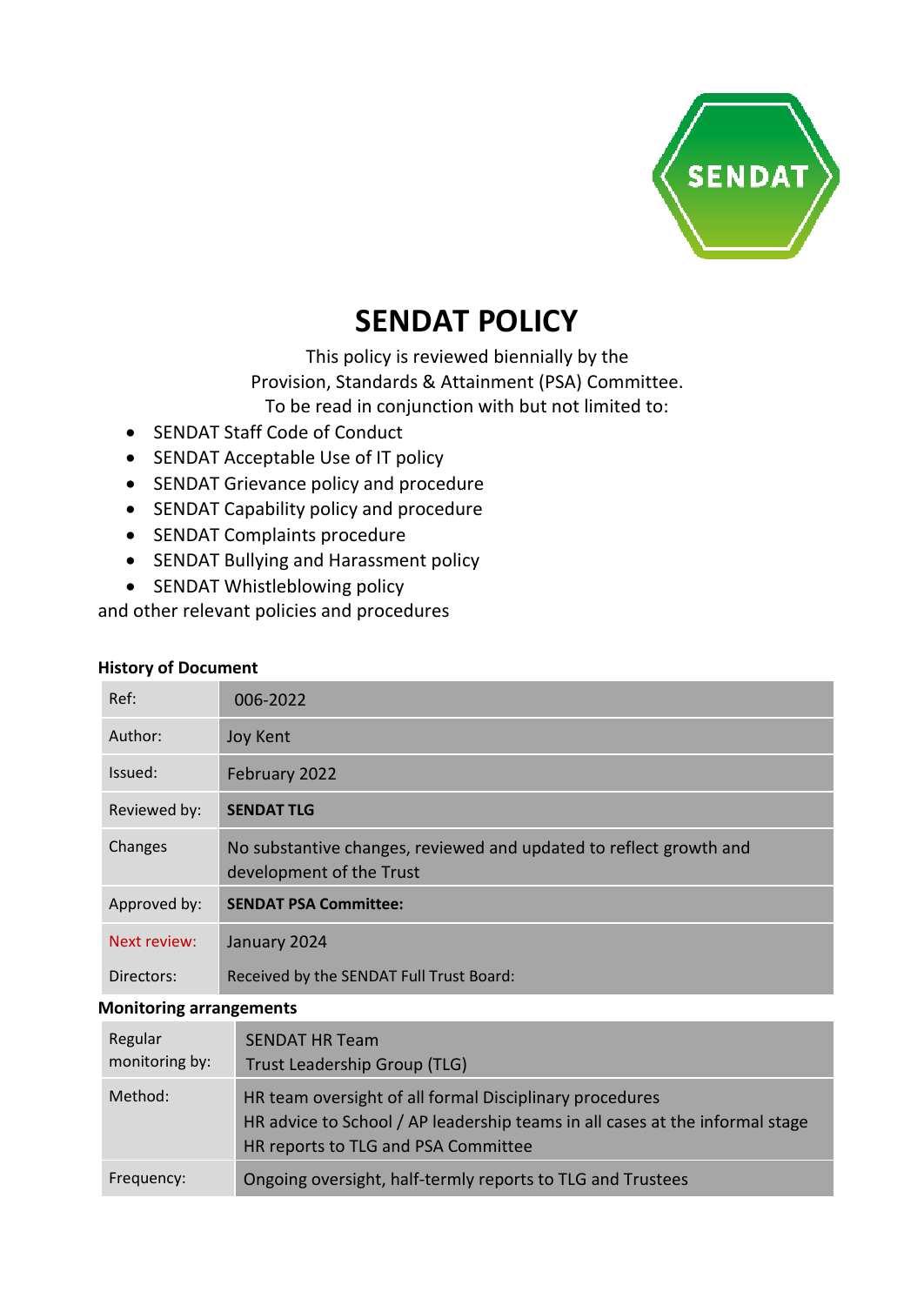SENDAT

# SENDAT POLICY

This policy is reviewed biennially by the
Provision, Standards & Attainment (PSA) Committee.
To be read in conjunction with but not limited to:

- SENDAT Staff Code of Conduct
- SENDAT Acceptable Use of IT policy
- SENDAT Grievance policy and procedure
- SENDAT Capability policy and procedure
- SENDAT Complaints procedure
- SENDAT Bullying and Harassment policy
- SENDAT Whistleblowing policy

and other relevant policies and procedures

**History of Document**

| | |
|---|---|
| Ref: | 006-2022 |
| Author: | Joy Kent |
| Issued: | February 2022 |
| Reviewed by: | **SENDAT TLG** |
| Changes | No substantive changes, reviewed and updated to reflect growth and development of the Trust |
| Approved by: | **SENDAT PSA Committee:** |
| Next review: | January 2024 |
| Directors: | Received by the SENDAT Full Trust Board: |

**Monitoring arrangements**

| | |
|---|---|
| Regular monitoring by: | SENDAT HR Team<br>Trust Leadership Group (TLG) |
| Method: | HR team oversight of all formal Disciplinary procedures<br>HR advice to School / AP leadership teams in all cases at the informal stage<br>HR reports to TLG and PSA Committee |
| Frequency: | Ongoing oversight, half-termly reports to TLG and Trustees |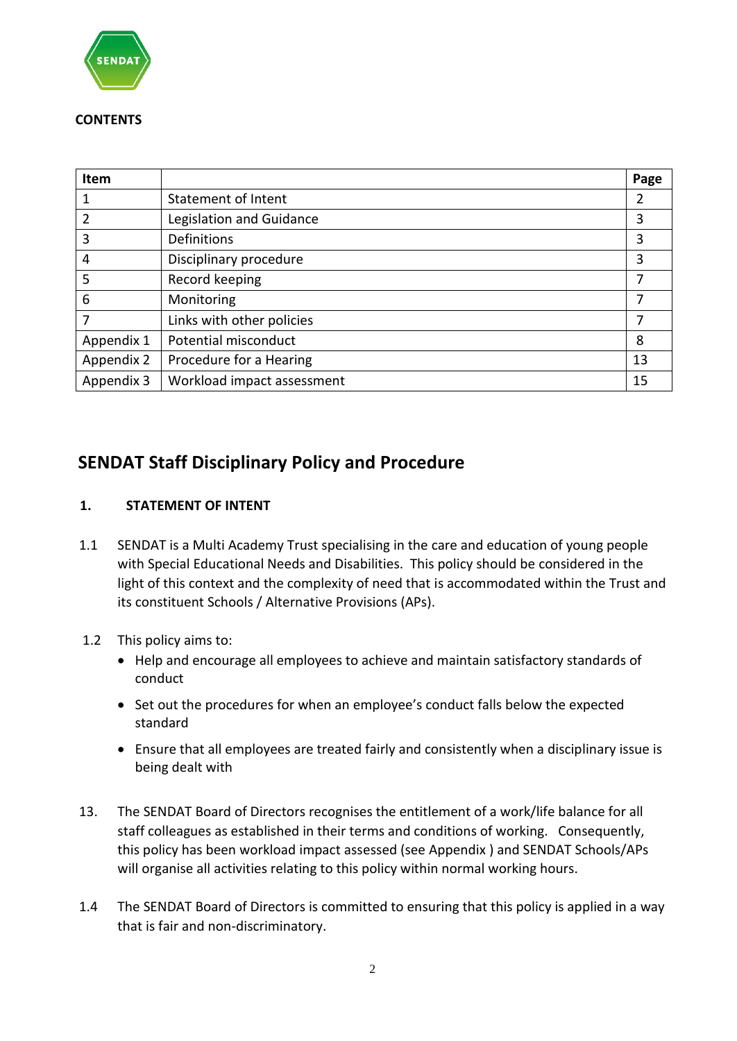**CONTENTS**

| Item | | Page |
|---|---|---|
| 1 | Statement of Intent | 2 |
| 2 | Legislation and Guidance | 3 |
| 3 | Definitions | 3 |
| 4 | Disciplinary procedure | 3 |
| 5 | Record keeping | 7 |
| 6 | Monitoring | 7 |
| 7 | Links with other policies | 7 |
| Appendix 1 | Potential misconduct | 8 |
| Appendix 2 | Procedure for a Hearing | 13 |
| Appendix 3 | Workload impact assessment | 15 |

# SENDAT Staff Disciplinary Policy and Procedure

## 1. STATEMENT OF INTENT

1.1 SENDAT is a Multi Academy Trust specialising in the care and education of young people with Special Educational Needs and Disabilities. This policy should be considered in the light of this context and the complexity of need that is accommodated within the Trust and its constituent Schools / Alternative Provisions (APs).

1.2 This policy aims to:

- Help and encourage all employees to achieve and maintain satisfactory standards of conduct
- Set out the procedures for when an employee's conduct falls below the expected standard
- Ensure that all employees are treated fairly and consistently when a disciplinary issue is being dealt with

13. The SENDAT Board of Directors recognises the entitlement of a work/life balance for all staff colleagues as established in their terms and conditions of working. Consequently, this policy has been workload impact assessed (see Appendix ) and SENDAT Schools/APs will organise all activities relating to this policy within normal working hours.

1.4 The SENDAT Board of Directors is committed to ensuring that this policy is applied in a way that is fair and non-discriminatory.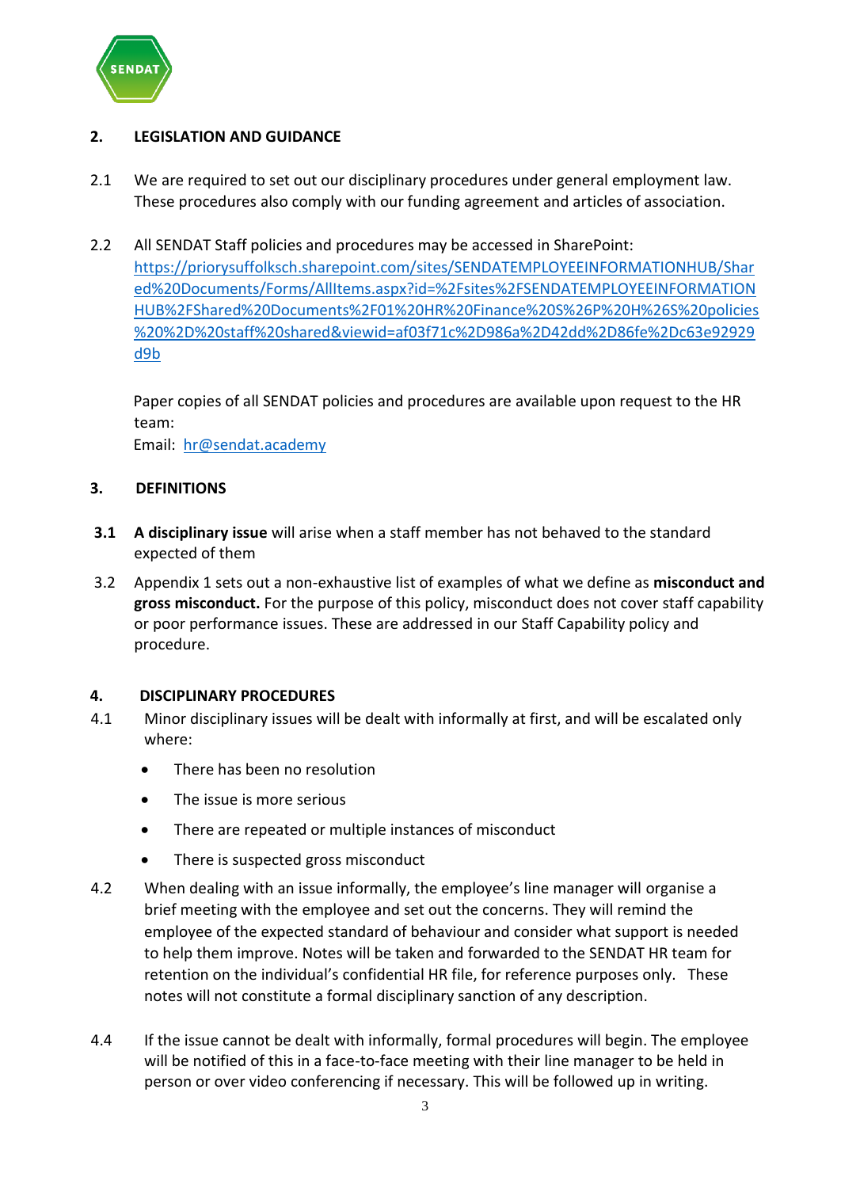## 2. LEGISLATION AND GUIDANCE

2.1 We are required to set out our disciplinary procedures under general employment law. These procedures also comply with our funding agreement and articles of association.

2.2 All SENDAT Staff policies and procedures may be accessed in SharePoint: https://priorysuffolksch.sharepoint.com/sites/SENDATEMPLOYEEINFORMATIONHUB/Shared%20Documents/Forms/AllItems.aspx?id=%2Fsites%2FSENDATEMPLOYEEINFORMATIONHUB%2FShared%20Documents%2F01%20HR%20Finance%20S%26P%20H%26S%20policies%20%2D%20staff%20shared&viewid=af03f71c%2D986a%2D42dd%2D86fe%2Dc63e92929d9b

Paper copies of all SENDAT policies and procedures are available upon request to the HR team:
Email: hr@sendat.academy

## 3. DEFINITIONS

**3.1** **A disciplinary issue** will arise when a staff member has not behaved to the standard expected of them

3.2 Appendix 1 sets out a non-exhaustive list of examples of what we define as **misconduct and gross misconduct.** For the purpose of this policy, misconduct does not cover staff capability or poor performance issues. These are addressed in our Staff Capability policy and procedure.

## 4. DISCIPLINARY PROCEDURES

4.1 Minor disciplinary issues will be dealt with informally at first, and will be escalated only where:

- There has been no resolution
- The issue is more serious
- There are repeated or multiple instances of misconduct
- There is suspected gross misconduct

4.2 When dealing with an issue informally, the employee's line manager will organise a brief meeting with the employee and set out the concerns. They will remind the employee of the expected standard of behaviour and consider what support is needed to help them improve. Notes will be taken and forwarded to the SENDAT HR team for retention on the individual's confidential HR file, for reference purposes only. These notes will not constitute a formal disciplinary sanction of any description.

4.4 If the issue cannot be dealt with informally, formal procedures will begin. The employee will be notified of this in a face-to-face meeting with their line manager to be held in person or over video conferencing if necessary. This will be followed up in writing.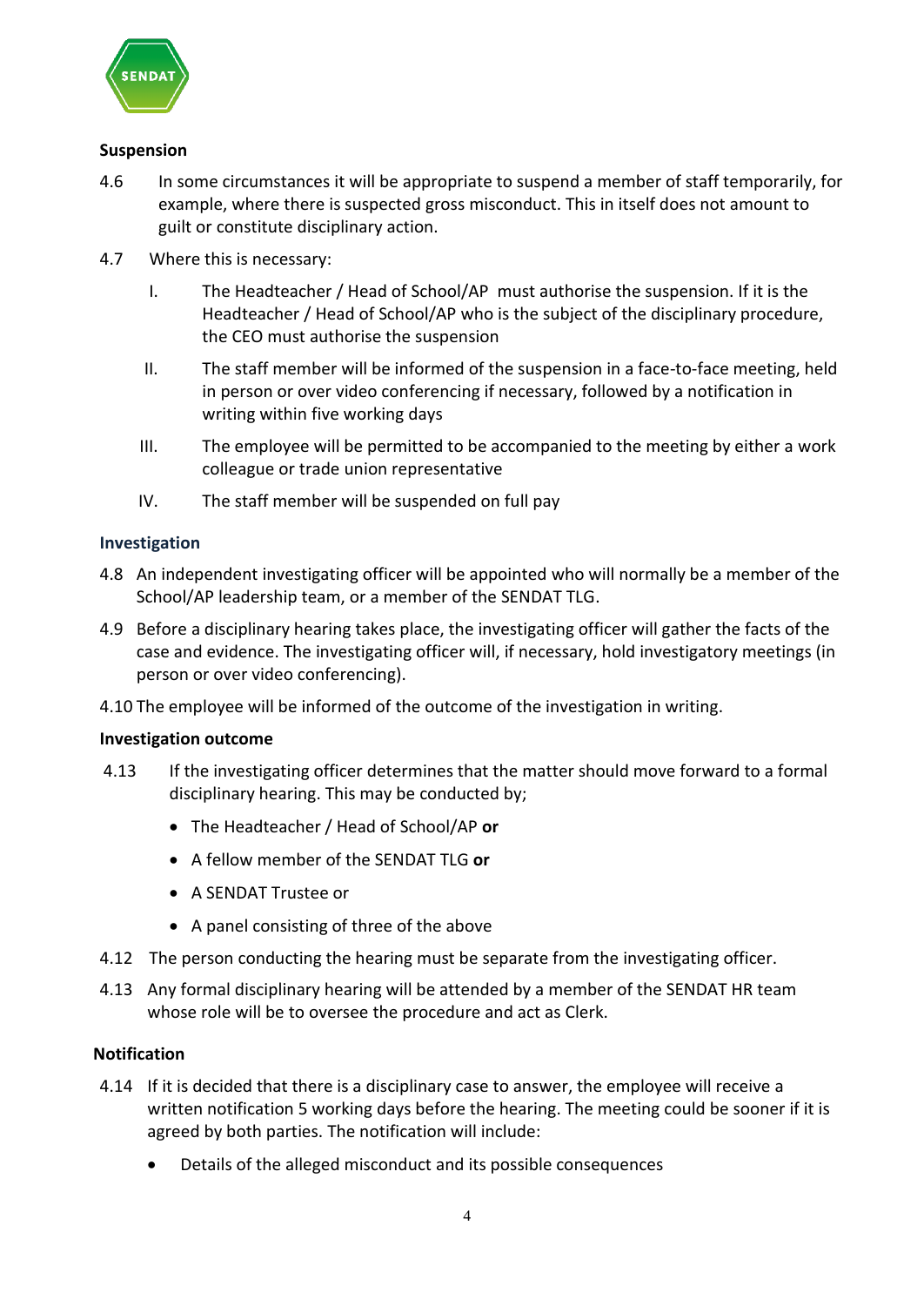**Suspension**

4.6 In some circumstances it will be appropriate to suspend a member of staff temporarily, for example, where there is suspected gross misconduct. This in itself does not amount to guilt or constitute disciplinary action.

4.7 Where this is necessary:

I. The Headteacher / Head of School/AP must authorise the suspension. If it is the Headteacher / Head of School/AP who is the subject of the disciplinary procedure, the CEO must authorise the suspension

II. The staff member will be informed of the suspension in a face-to-face meeting, held in person or over video conferencing if necessary, followed by a notification in writing within five working days

III. The employee will be permitted to be accompanied to the meeting by either a work colleague or trade union representative

IV. The staff member will be suspended on full pay

**Investigation**

4.8 An independent investigating officer will be appointed who will normally be a member of the School/AP leadership team, or a member of the SENDAT TLG.

4.9 Before a disciplinary hearing takes place, the investigating officer will gather the facts of the case and evidence. The investigating officer will, if necessary, hold investigatory meetings (in person or over video conferencing).

4.10 The employee will be informed of the outcome of the investigation in writing.

**Investigation outcome**

4.13 If the investigating officer determines that the matter should move forward to a formal disciplinary hearing. This may be conducted by;

- The Headteacher / Head of School/AP **or**
- A fellow member of the SENDAT TLG **or**
- A SENDAT Trustee or
- A panel consisting of three of the above

4.12 The person conducting the hearing must be separate from the investigating officer.

4.13 Any formal disciplinary hearing will be attended by a member of the SENDAT HR team whose role will be to oversee the procedure and act as Clerk.

**Notification**

4.14 If it is decided that there is a disciplinary case to answer, the employee will receive a written notification 5 working days before the hearing. The meeting could be sooner if it is agreed by both parties. The notification will include:

- Details of the alleged misconduct and its possible consequences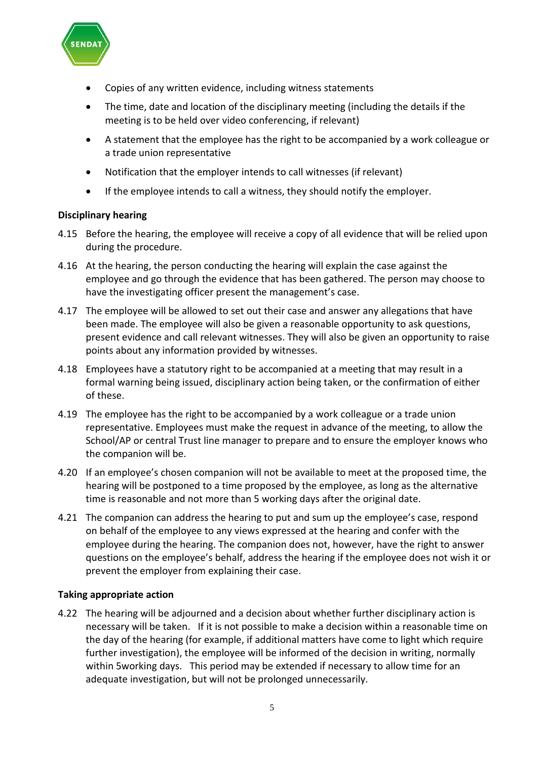- Copies of any written evidence, including witness statements
- The time, date and location of the disciplinary meeting (including the details if the meeting is to be held over video conferencing, if relevant)
- A statement that the employee has the right to be accompanied by a work colleague or a trade union representative
- Notification that the employer intends to call witnesses (if relevant)
- If the employee intends to call a witness, they should notify the employer.

**Disciplinary hearing**

4.15 Before the hearing, the employee will receive a copy of all evidence that will be relied upon during the procedure.

4.16 At the hearing, the person conducting the hearing will explain the case against the employee and go through the evidence that has been gathered. The person may choose to have the investigating officer present the management's case.

4.17 The employee will be allowed to set out their case and answer any allegations that have been made. The employee will also be given a reasonable opportunity to ask questions, present evidence and call relevant witnesses. They will also be given an opportunity to raise points about any information provided by witnesses.

4.18 Employees have a statutory right to be accompanied at a meeting that may result in a formal warning being issued, disciplinary action being taken, or the confirmation of either of these.

4.19 The employee has the right to be accompanied by a work colleague or a trade union representative. Employees must make the request in advance of the meeting, to allow the School/AP or central Trust line manager to prepare and to ensure the employer knows who the companion will be.

4.20 If an employee's chosen companion will not be available to meet at the proposed time, the hearing will be postponed to a time proposed by the employee, as long as the alternative time is reasonable and not more than 5 working days after the original date.

4.21 The companion can address the hearing to put and sum up the employee's case, respond on behalf of the employee to any views expressed at the hearing and confer with the employee during the hearing. The companion does not, however, have the right to answer questions on the employee's behalf, address the hearing if the employee does not wish it or prevent the employer from explaining their case.

**Taking appropriate action**

4.22 The hearing will be adjourned and a decision about whether further disciplinary action is necessary will be taken. If it is not possible to make a decision within a reasonable time on the day of the hearing (for example, if additional matters have come to light which require further investigation), the employee will be informed of the decision in writing, normally within 5working days. This period may be extended if necessary to allow time for an adequate investigation, but will not be prolonged unnecessarily.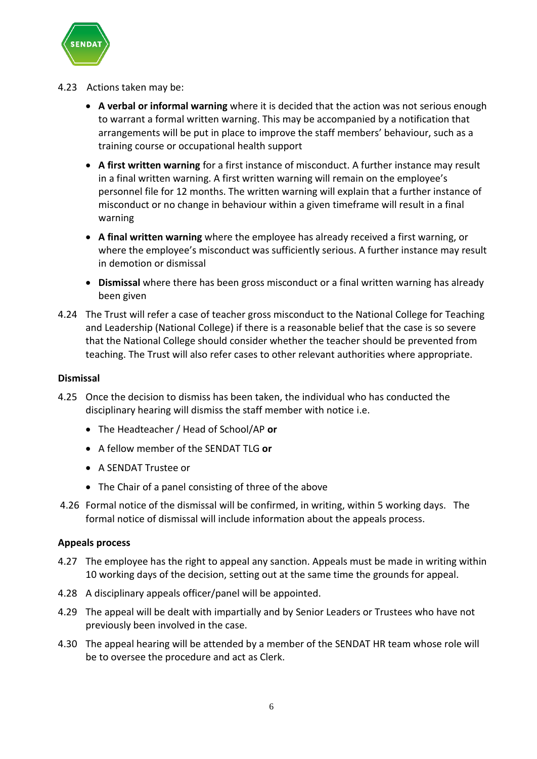4.23 Actions taken may be:

- **A verbal or informal warning** where it is decided that the action was not serious enough to warrant a formal written warning. This may be accompanied by a notification that arrangements will be put in place to improve the staff members' behaviour, such as a training course or occupational health support
- **A first written warning** for a first instance of misconduct. A further instance may result in a final written warning. A first written warning will remain on the employee's personnel file for 12 months. The written warning will explain that a further instance of misconduct or no change in behaviour within a given timeframe will result in a final warning
- **A final written warning** where the employee has already received a first warning, or where the employee's misconduct was sufficiently serious. A further instance may result in demotion or dismissal
- **Dismissal** where there has been gross misconduct or a final written warning has already been given

4.24 The Trust will refer a case of teacher gross misconduct to the National College for Teaching and Leadership (National College) if there is a reasonable belief that the case is so severe that the National College should consider whether the teacher should be prevented from teaching. The Trust will also refer cases to other relevant authorities where appropriate.

**Dismissal**

4.25 Once the decision to dismiss has been taken, the individual who has conducted the disciplinary hearing will dismiss the staff member with notice i.e.

- The Headteacher / Head of School/AP **or**
- A fellow member of the SENDAT TLG **or**
- A SENDAT Trustee or
- The Chair of a panel consisting of three of the above

4.26 Formal notice of the dismissal will be confirmed, in writing, within 5 working days. The formal notice of dismissal will include information about the appeals process.

**Appeals process**

4.27 The employee has the right to appeal any sanction. Appeals must be made in writing within 10 working days of the decision, setting out at the same time the grounds for appeal.

4.28 A disciplinary appeals officer/panel will be appointed.

4.29 The appeal will be dealt with impartially and by Senior Leaders or Trustees who have not previously been involved in the case.

4.30 The appeal hearing will be attended by a member of the SENDAT HR team whose role will be to oversee the procedure and act as Clerk.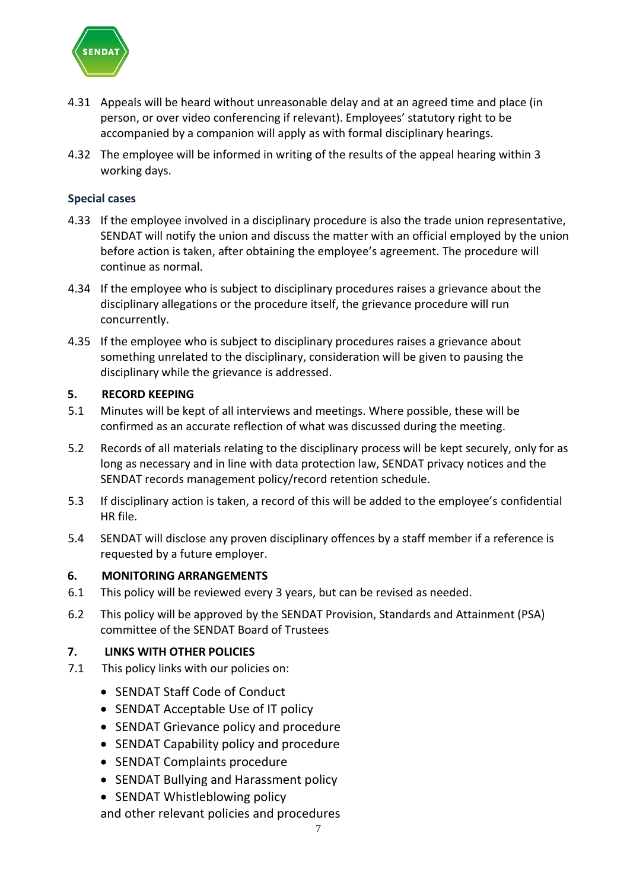4.31 Appeals will be heard without unreasonable delay and at an agreed time and place (in person, or over video conferencing if relevant). Employees' statutory right to be accompanied by a companion will apply as with formal disciplinary hearings.

4.32 The employee will be informed in writing of the results of the appeal hearing within 3 working days.

### Special cases

4.33 If the employee involved in a disciplinary procedure is also the trade union representative, SENDAT will notify the union and discuss the matter with an official employed by the union before action is taken, after obtaining the employee's agreement. The procedure will continue as normal.

4.34 If the employee who is subject to disciplinary procedures raises a grievance about the disciplinary allegations or the procedure itself, the grievance procedure will run concurrently.

4.35 If the employee who is subject to disciplinary procedures raises a grievance about something unrelated to the disciplinary, consideration will be given to pausing the disciplinary while the grievance is addressed.

## 5. RECORD KEEPING

5.1 Minutes will be kept of all interviews and meetings. Where possible, these will be confirmed as an accurate reflection of what was discussed during the meeting.

5.2 Records of all materials relating to the disciplinary process will be kept securely, only for as long as necessary and in line with data protection law, SENDAT privacy notices and the SENDAT records management policy/record retention schedule.

5.3 If disciplinary action is taken, a record of this will be added to the employee's confidential HR file.

5.4 SENDAT will disclose any proven disciplinary offences by a staff member if a reference is requested by a future employer.

## 6. MONITORING ARRANGEMENTS

6.1 This policy will be reviewed every 3 years, but can be revised as needed.

6.2 This policy will be approved by the SENDAT Provision, Standards and Attainment (PSA) committee of the SENDAT Board of Trustees

## 7. LINKS WITH OTHER POLICIES

7.1 This policy links with our policies on:

- SENDAT Staff Code of Conduct
- SENDAT Acceptable Use of IT policy
- SENDAT Grievance policy and procedure
- SENDAT Capability policy and procedure
- SENDAT Complaints procedure
- SENDAT Bullying and Harassment policy
- SENDAT Whistleblowing policy

and other relevant policies and procedures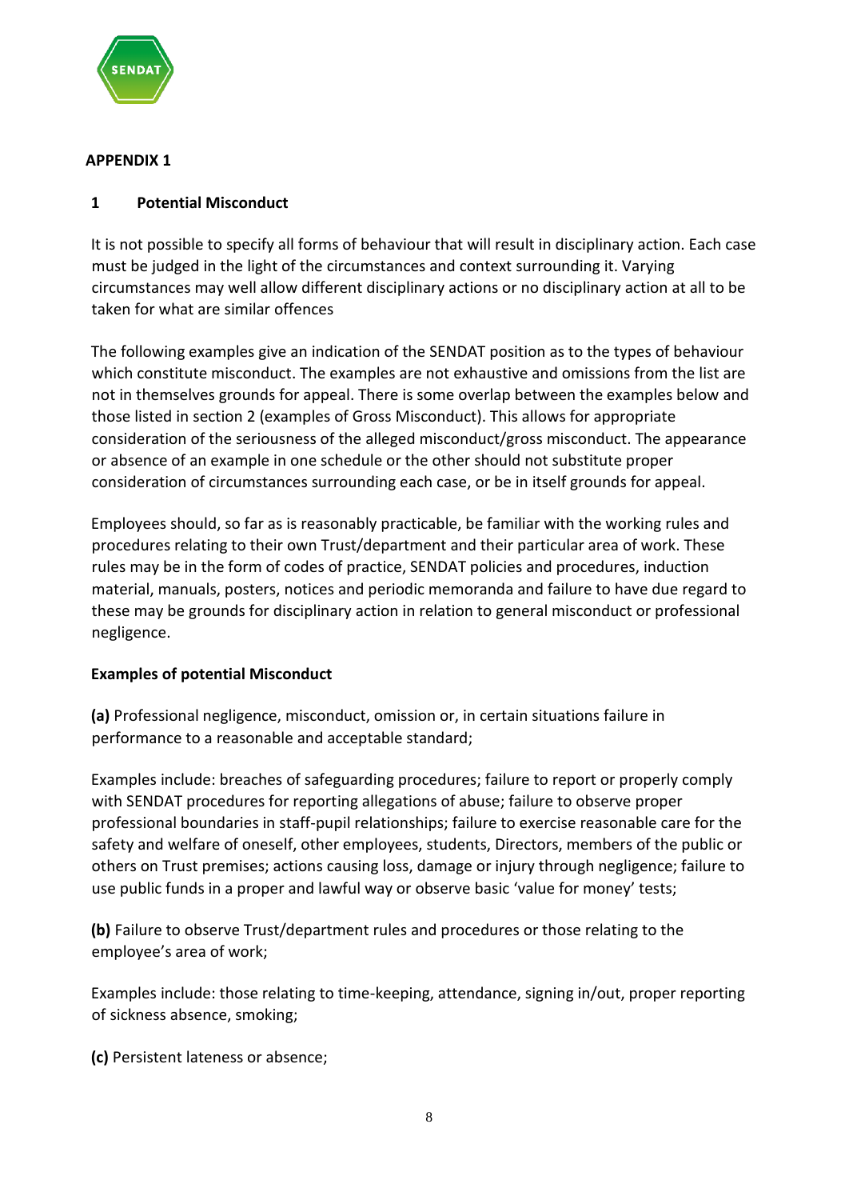**APPENDIX 1**

## 1 Potential Misconduct

It is not possible to specify all forms of behaviour that will result in disciplinary action. Each case must be judged in the light of the circumstances and context surrounding it. Varying circumstances may well allow different disciplinary actions or no disciplinary action at all to be taken for what are similar offences

The following examples give an indication of the SENDAT position as to the types of behaviour which constitute misconduct. The examples are not exhaustive and omissions from the list are not in themselves grounds for appeal. There is some overlap between the examples below and those listed in section 2 (examples of Gross Misconduct). This allows for appropriate consideration of the seriousness of the alleged misconduct/gross misconduct. The appearance or absence of an example in one schedule or the other should not substitute proper consideration of circumstances surrounding each case, or be in itself grounds for appeal.

Employees should, so far as is reasonably practicable, be familiar with the working rules and procedures relating to their own Trust/department and their particular area of work. These rules may be in the form of codes of practice, SENDAT policies and procedures, induction material, manuals, posters, notices and periodic memoranda and failure to have due regard to these may be grounds for disciplinary action in relation to general misconduct or professional negligence.

**Examples of potential Misconduct**

**(a)** Professional negligence, misconduct, omission or, in certain situations failure in performance to a reasonable and acceptable standard;

Examples include: breaches of safeguarding procedures; failure to report or properly comply with SENDAT procedures for reporting allegations of abuse; failure to observe proper professional boundaries in staff-pupil relationships; failure to exercise reasonable care for the safety and welfare of oneself, other employees, students, Directors, members of the public or others on Trust premises; actions causing loss, damage or injury through negligence; failure to use public funds in a proper and lawful way or observe basic 'value for money' tests;

**(b)** Failure to observe Trust/department rules and procedures or those relating to the employee's area of work;

Examples include: those relating to time-keeping, attendance, signing in/out, proper reporting of sickness absence, smoking;

**(c)** Persistent lateness or absence;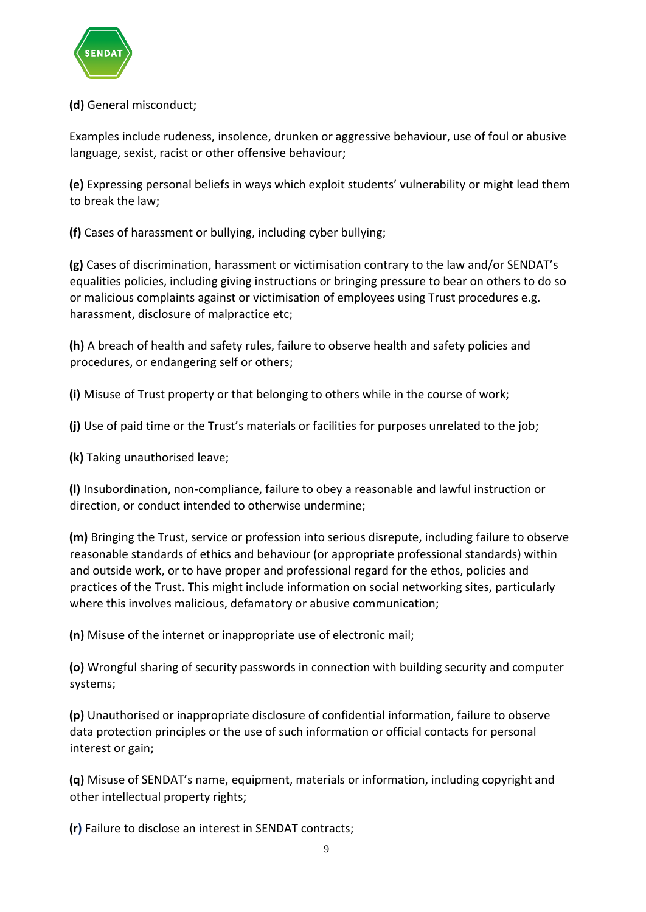**(d)** General misconduct;

Examples include rudeness, insolence, drunken or aggressive behaviour, use of foul or abusive language, sexist, racist or other offensive behaviour;

**(e)** Expressing personal beliefs in ways which exploit students' vulnerability or might lead them to break the law;

**(f)** Cases of harassment or bullying, including cyber bullying;

**(g)** Cases of discrimination, harassment or victimisation contrary to the law and/or SENDAT's equalities policies, including giving instructions or bringing pressure to bear on others to do so or malicious complaints against or victimisation of employees using Trust procedures e.g. harassment, disclosure of malpractice etc;

**(h)** A breach of health and safety rules, failure to observe health and safety policies and procedures, or endangering self or others;

**(i)** Misuse of Trust property or that belonging to others while in the course of work;

**(j)** Use of paid time or the Trust's materials or facilities for purposes unrelated to the job;

**(k)** Taking unauthorised leave;

**(l)** Insubordination, non-compliance, failure to obey a reasonable and lawful instruction or direction, or conduct intended to otherwise undermine;

**(m)** Bringing the Trust, service or profession into serious disrepute, including failure to observe reasonable standards of ethics and behaviour (or appropriate professional standards) within and outside work, or to have proper and professional regard for the ethos, policies and practices of the Trust. This might include information on social networking sites, particularly where this involves malicious, defamatory or abusive communication;

**(n)** Misuse of the internet or inappropriate use of electronic mail;

**(o)** Wrongful sharing of security passwords in connection with building security and computer systems;

**(p)** Unauthorised or inappropriate disclosure of confidential information, failure to observe data protection principles or the use of such information or official contacts for personal interest or gain;

**(q)** Misuse of SENDAT's name, equipment, materials or information, including copyright and other intellectual property rights;

**(r)** Failure to disclose an interest in SENDAT contracts;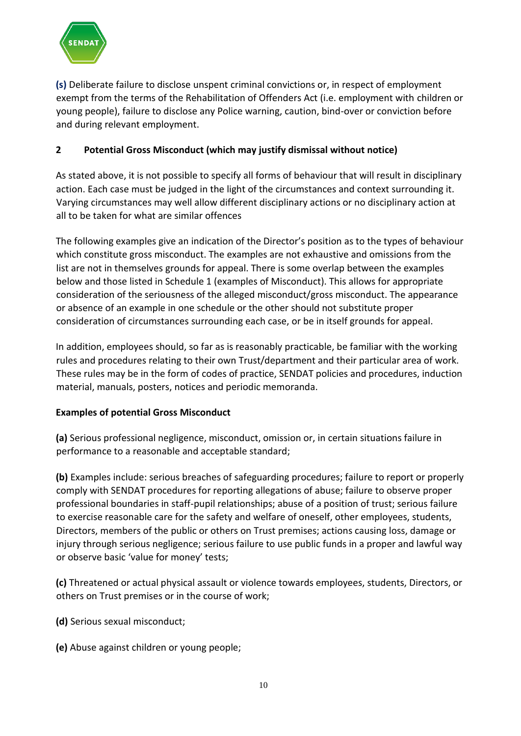**(s)** Deliberate failure to disclose unspent criminal convictions or, in respect of employment exempt from the terms of the Rehabilitation of Offenders Act (i.e. employment with children or young people), failure to disclose any Police warning, caution, bind-over or conviction before and during relevant employment.

## 2 Potential Gross Misconduct (which may justify dismissal without notice)

As stated above, it is not possible to specify all forms of behaviour that will result in disciplinary action. Each case must be judged in the light of the circumstances and context surrounding it. Varying circumstances may well allow different disciplinary actions or no disciplinary action at all to be taken for what are similar offences

The following examples give an indication of the Director's position as to the types of behaviour which constitute gross misconduct. The examples are not exhaustive and omissions from the list are not in themselves grounds for appeal. There is some overlap between the examples below and those listed in Schedule 1 (examples of Misconduct). This allows for appropriate consideration of the seriousness of the alleged misconduct/gross misconduct. The appearance or absence of an example in one schedule or the other should not substitute proper consideration of circumstances surrounding each case, or be in itself grounds for appeal.

In addition, employees should, so far as is reasonably practicable, be familiar with the working rules and procedures relating to their own Trust/department and their particular area of work. These rules may be in the form of codes of practice, SENDAT policies and procedures, induction material, manuals, posters, notices and periodic memoranda.

**Examples of potential Gross Misconduct**

**(a)** Serious professional negligence, misconduct, omission or, in certain situations failure in performance to a reasonable and acceptable standard;

**(b)** Examples include: serious breaches of safeguarding procedures; failure to report or properly comply with SENDAT procedures for reporting allegations of abuse; failure to observe proper professional boundaries in staff-pupil relationships; abuse of a position of trust; serious failure to exercise reasonable care for the safety and welfare of oneself, other employees, students, Directors, members of the public or others on Trust premises; actions causing loss, damage or injury through serious negligence; serious failure to use public funds in a proper and lawful way or observe basic 'value for money' tests;

**(c)** Threatened or actual physical assault or violence towards employees, students, Directors, or others on Trust premises or in the course of work;

**(d)** Serious sexual misconduct;

**(e)** Abuse against children or young people;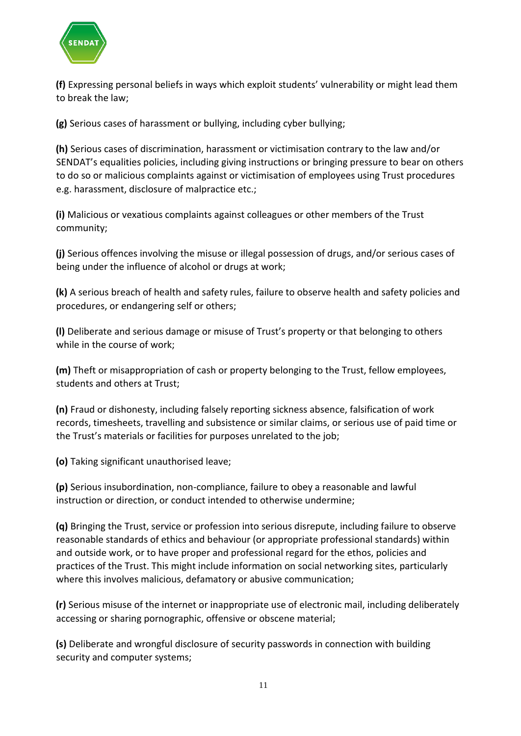**(f)** Expressing personal beliefs in ways which exploit students' vulnerability or might lead them to break the law;

**(g)** Serious cases of harassment or bullying, including cyber bullying;

**(h)** Serious cases of discrimination, harassment or victimisation contrary to the law and/or SENDAT's equalities policies, including giving instructions or bringing pressure to bear on others to do so or malicious complaints against or victimisation of employees using Trust procedures e.g. harassment, disclosure of malpractice etc.;

**(i)** Malicious or vexatious complaints against colleagues or other members of the Trust community;

**(j)** Serious offences involving the misuse or illegal possession of drugs, and/or serious cases of being under the influence of alcohol or drugs at work;

**(k)** A serious breach of health and safety rules, failure to observe health and safety policies and procedures, or endangering self or others;

**(l)** Deliberate and serious damage or misuse of Trust's property or that belonging to others while in the course of work;

**(m)** Theft or misappropriation of cash or property belonging to the Trust, fellow employees, students and others at Trust;

**(n)** Fraud or dishonesty, including falsely reporting sickness absence, falsification of work records, timesheets, travelling and subsistence or similar claims, or serious use of paid time or the Trust's materials or facilities for purposes unrelated to the job;

**(o)** Taking significant unauthorised leave;

**(p)** Serious insubordination, non-compliance, failure to obey a reasonable and lawful instruction or direction, or conduct intended to otherwise undermine;

**(q)** Bringing the Trust, service or profession into serious disrepute, including failure to observe reasonable standards of ethics and behaviour (or appropriate professional standards) within and outside work, or to have proper and professional regard for the ethos, policies and practices of the Trust. This might include information on social networking sites, particularly where this involves malicious, defamatory or abusive communication;

**(r)** Serious misuse of the internet or inappropriate use of electronic mail, including deliberately accessing or sharing pornographic, offensive or obscene material;

**(s)** Deliberate and wrongful disclosure of security passwords in connection with building security and computer systems;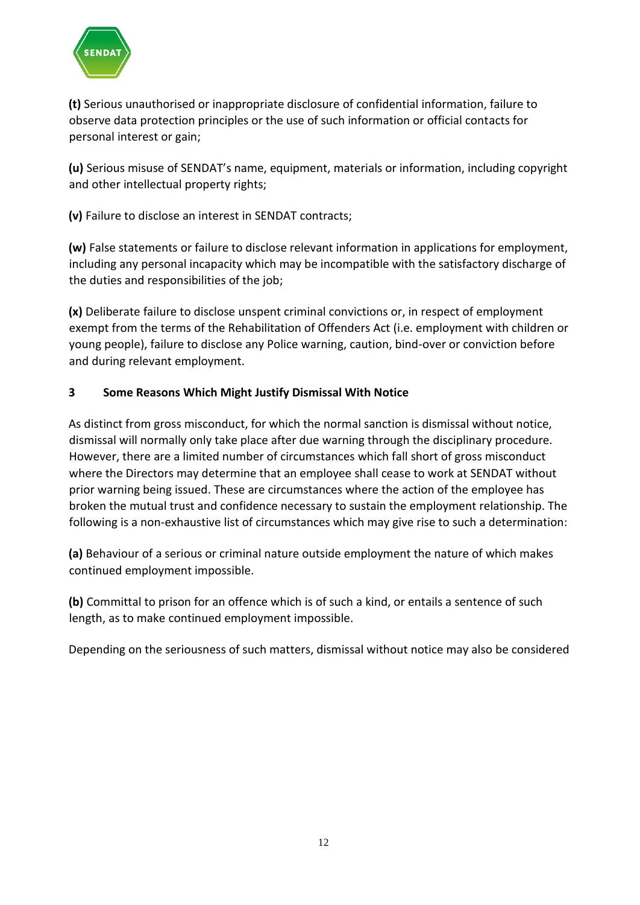**(t)** Serious unauthorised or inappropriate disclosure of confidential information, failure to observe data protection principles or the use of such information or official contacts for personal interest or gain;

**(u)** Serious misuse of SENDAT's name, equipment, materials or information, including copyright and other intellectual property rights;

**(v)** Failure to disclose an interest in SENDAT contracts;

**(w)** False statements or failure to disclose relevant information in applications for employment, including any personal incapacity which may be incompatible with the satisfactory discharge of the duties and responsibilities of the job;

**(x)** Deliberate failure to disclose unspent criminal convictions or, in respect of employment exempt from the terms of the Rehabilitation of Offenders Act (i.e. employment with children or young people), failure to disclose any Police warning, caution, bind-over or conviction before and during relevant employment.

### 3 Some Reasons Which Might Justify Dismissal With Notice

As distinct from gross misconduct, for which the normal sanction is dismissal without notice, dismissal will normally only take place after due warning through the disciplinary procedure. However, there are a limited number of circumstances which fall short of gross misconduct where the Directors may determine that an employee shall cease to work at SENDAT without prior warning being issued. These are circumstances where the action of the employee has broken the mutual trust and confidence necessary to sustain the employment relationship. The following is a non-exhaustive list of circumstances which may give rise to such a determination:

**(a)** Behaviour of a serious or criminal nature outside employment the nature of which makes continued employment impossible.

**(b)** Committal to prison for an offence which is of such a kind, or entails a sentence of such length, as to make continued employment impossible.

Depending on the seriousness of such matters, dismissal without notice may also be considered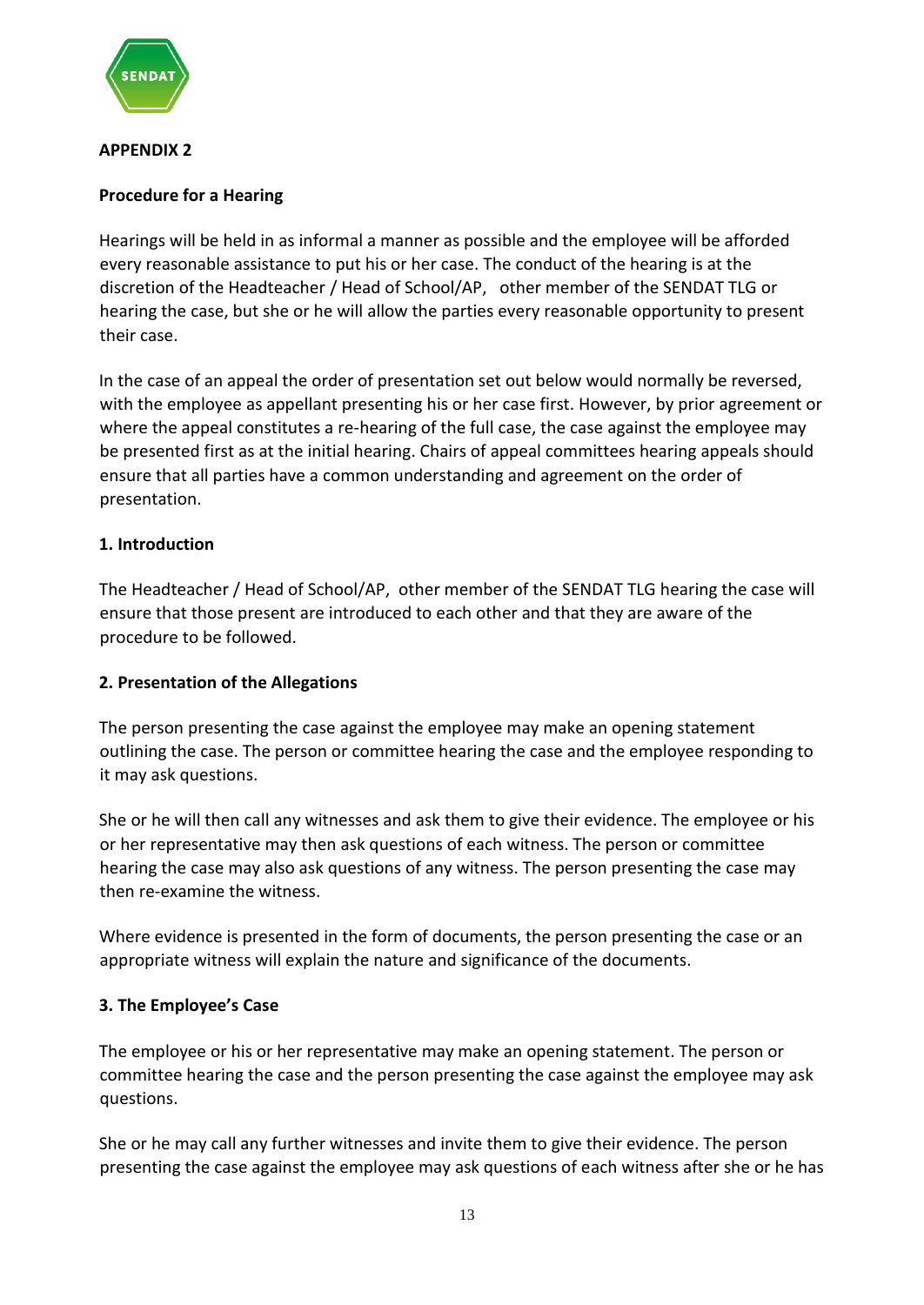**APPENDIX 2**

**Procedure for a Hearing**

Hearings will be held in as informal a manner as possible and the employee will be afforded every reasonable assistance to put his or her case. The conduct of the hearing is at the discretion of the Headteacher / Head of School/AP, other member of the SENDAT TLG or hearing the case, but she or he will allow the parties every reasonable opportunity to present their case.

In the case of an appeal the order of presentation set out below would normally be reversed, with the employee as appellant presenting his or her case first. However, by prior agreement or where the appeal constitutes a re-hearing of the full case, the case against the employee may be presented first as at the initial hearing. Chairs of appeal committees hearing appeals should ensure that all parties have a common understanding and agreement on the order of presentation.

**1. Introduction**

The Headteacher / Head of School/AP, other member of the SENDAT TLG hearing the case will ensure that those present are introduced to each other and that they are aware of the procedure to be followed.

**2. Presentation of the Allegations**

The person presenting the case against the employee may make an opening statement outlining the case. The person or committee hearing the case and the employee responding to it may ask questions.

She or he will then call any witnesses and ask them to give their evidence. The employee or his or her representative may then ask questions of each witness. The person or committee hearing the case may also ask questions of any witness. The person presenting the case may then re-examine the witness.

Where evidence is presented in the form of documents, the person presenting the case or an appropriate witness will explain the nature and significance of the documents.

**3. The Employee's Case**

The employee or his or her representative may make an opening statement. The person or committee hearing the case and the person presenting the case against the employee may ask questions.

She or he may call any further witnesses and invite them to give their evidence. The person presenting the case against the employee may ask questions of each witness after she or he has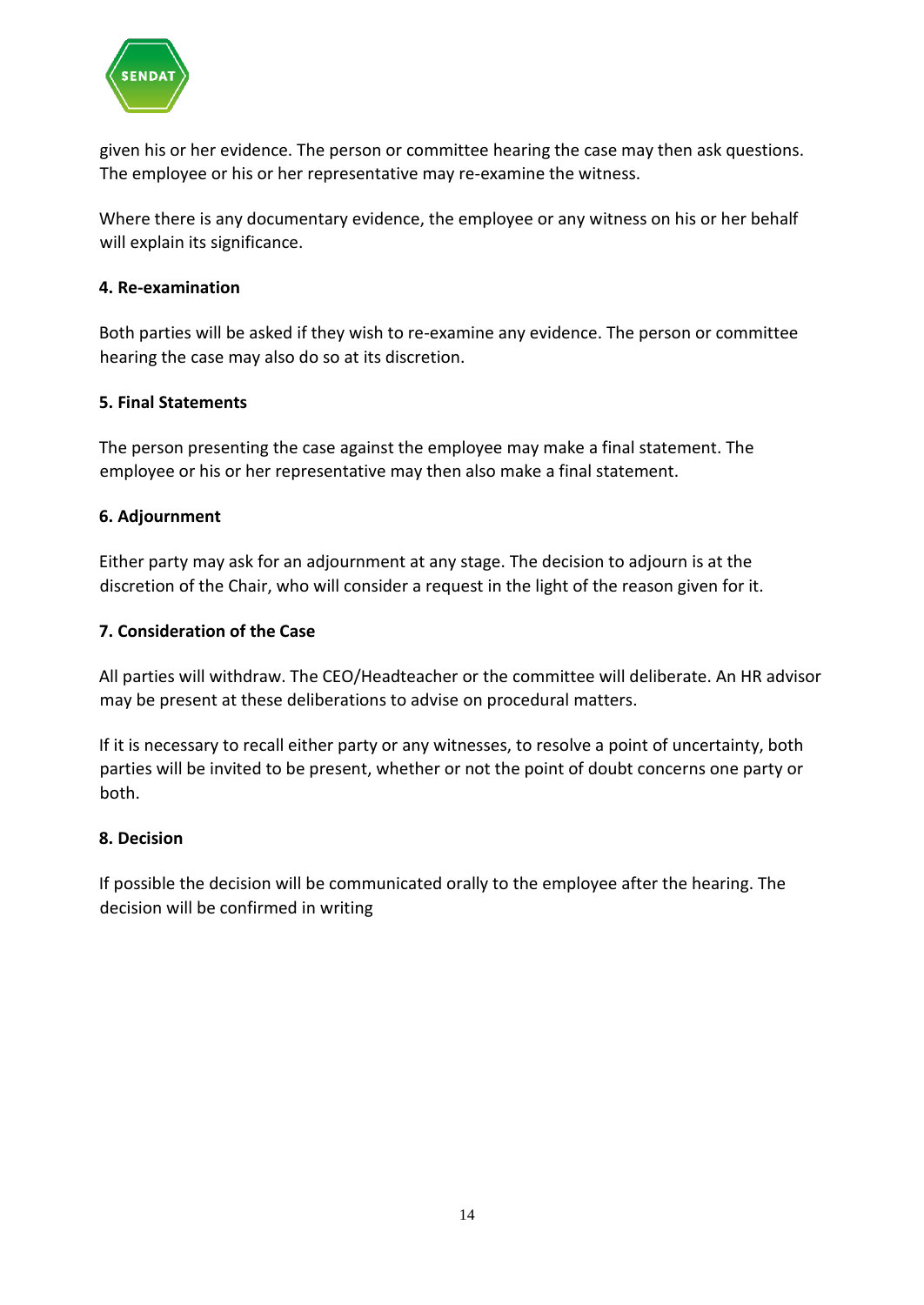given his or her evidence. The person or committee hearing the case may then ask questions. The employee or his or her representative may re-examine the witness.

Where there is any documentary evidence, the employee or any witness on his or her behalf will explain its significance.

**4. Re-examination**

Both parties will be asked if they wish to re-examine any evidence. The person or committee hearing the case may also do so at its discretion.

**5. Final Statements**

The person presenting the case against the employee may make a final statement. The employee or his or her representative may then also make a final statement.

**6. Adjournment**

Either party may ask for an adjournment at any stage. The decision to adjourn is at the discretion of the Chair, who will consider a request in the light of the reason given for it.

**7. Consideration of the Case**

All parties will withdraw. The CEO/Headteacher or the committee will deliberate. An HR advisor may be present at these deliberations to advise on procedural matters.

If it is necessary to recall either party or any witnesses, to resolve a point of uncertainty, both parties will be invited to be present, whether or not the point of doubt concerns one party or both.

**8. Decision**

If possible the decision will be communicated orally to the employee after the hearing. The decision will be confirmed in writing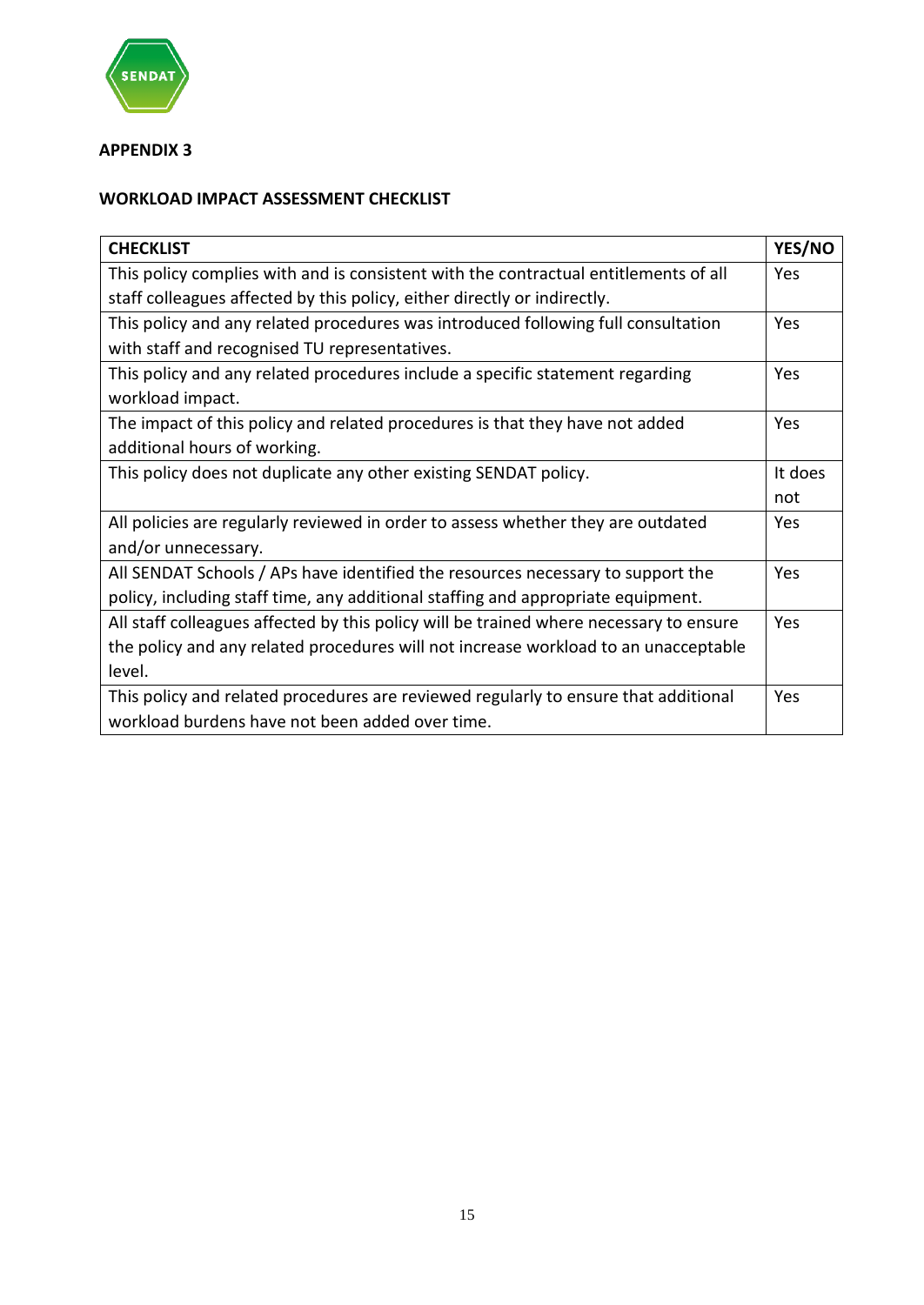**APPENDIX 3**

**WORKLOAD IMPACT ASSESSMENT CHECKLIST**

| CHECKLIST | YES/NO |
|---|---|
| This policy complies with and is consistent with the contractual entitlements of all staff colleagues affected by this policy, either directly or indirectly. | Yes |
| This policy and any related procedures was introduced following full consultation with staff and recognised TU representatives. | Yes |
| This policy and any related procedures include a specific statement regarding workload impact. | Yes |
| The impact of this policy and related procedures is that they have not added additional hours of working. | Yes |
| This policy does not duplicate any other existing SENDAT policy. | It does not |
| All policies are regularly reviewed in order to assess whether they are outdated and/or unnecessary. | Yes |
| All SENDAT Schools / APs have identified the resources necessary to support the policy, including staff time, any additional staffing and appropriate equipment. | Yes |
| All staff colleagues affected by this policy will be trained where necessary to ensure the policy and any related procedures will not increase workload to an unacceptable level. | Yes |
| This policy and related procedures are reviewed regularly to ensure that additional workload burdens have not been added over time. | Yes |